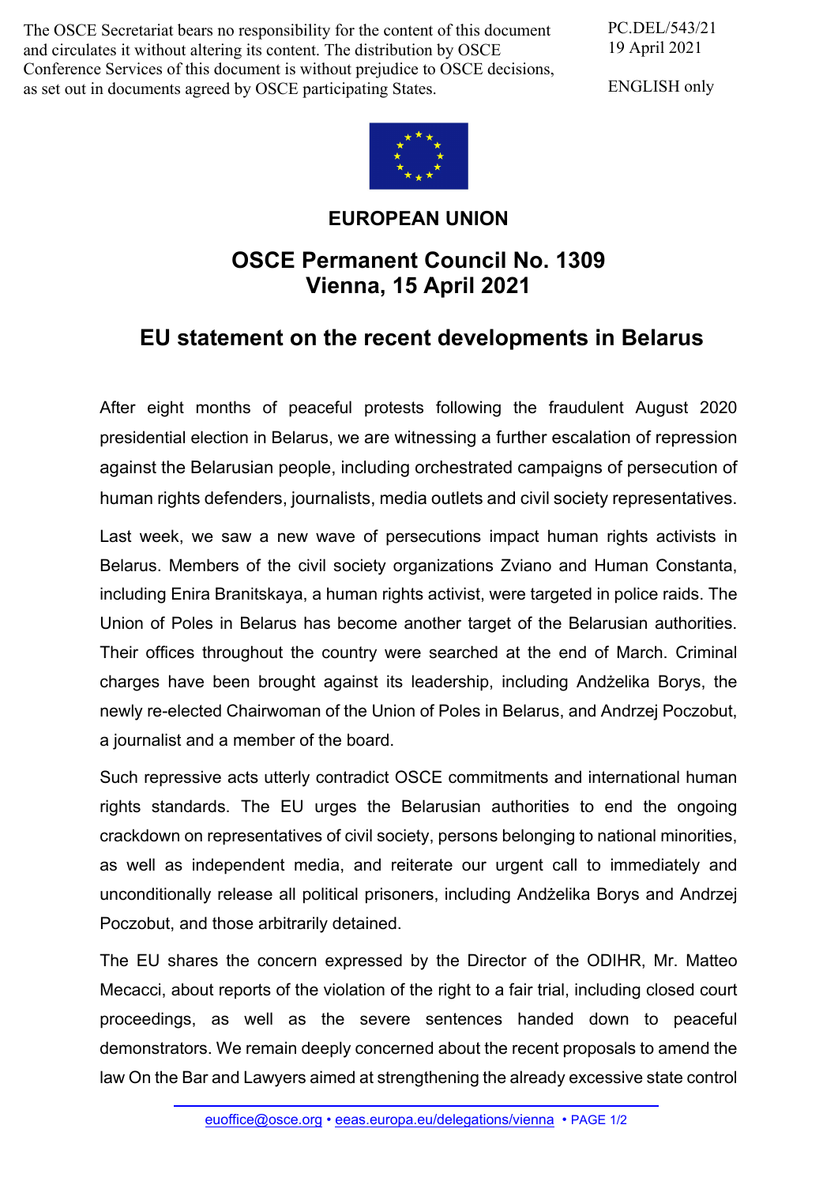The OSCE Secretariat bears no responsibility for the content of this document and circulates it without altering its content. The distribution by OSCE Conference Services of this document is without prejudice to OSCE decisions, as set out in documents agreed by OSCE participating States.

PC.DEL/543/21
19 April 2021

ENGLISH only

**EUROPEAN UNION**

## OSCE Permanent Council No. 1309
## Vienna, 15 April 2021

# EU statement on the recent developments in Belarus

After eight months of peaceful protests following the fraudulent August 2020 presidential election in Belarus, we are witnessing a further escalation of repression against the Belarusian people, including orchestrated campaigns of persecution of human rights defenders, journalists, media outlets and civil society representatives.

Last week, we saw a new wave of persecutions impact human rights activists in Belarus. Members of the civil society organizations Zviano and Human Constanta, including Enira Branitskaya, a human rights activist, were targeted in police raids. The Union of Poles in Belarus has become another target of the Belarusian authorities. Their offices throughout the country were searched at the end of March. Criminal charges have been brought against its leadership, including Andżelika Borys, the newly re-elected Chairwoman of the Union of Poles in Belarus, and Andrzej Poczobut, a journalist and a member of the board.

Such repressive acts utterly contradict OSCE commitments and international human rights standards. The EU urges the Belarusian authorities to end the ongoing crackdown on representatives of civil society, persons belonging to national minorities, as well as independent media, and reiterate our urgent call to immediately and unconditionally release all political prisoners, including Andżelika Borys and Andrzej Poczobut, and those arbitrarily detained.

The EU shares the concern expressed by the Director of the ODIHR, Mr. Matteo Mecacci, about reports of the violation of the right to a fair trial, including closed court proceedings, as well as the severe sentences handed down to peaceful demonstrators. We remain deeply concerned about the recent proposals to amend the law On the Bar and Lawyers aimed at strengthening the already excessive state control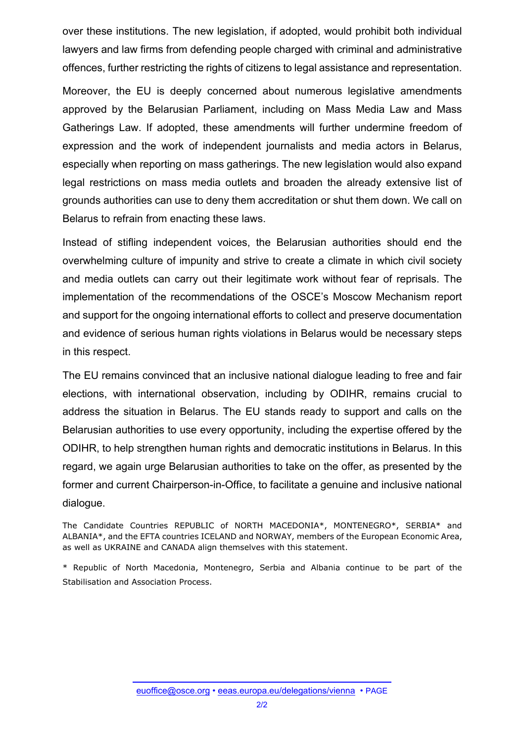over these institutions. The new legislation, if adopted, would prohibit both individual lawyers and law firms from defending people charged with criminal and administrative offences, further restricting the rights of citizens to legal assistance and representation.

Moreover, the EU is deeply concerned about numerous legislative amendments approved by the Belarusian Parliament, including on Mass Media Law and Mass Gatherings Law. If adopted, these amendments will further undermine freedom of expression and the work of independent journalists and media actors in Belarus, especially when reporting on mass gatherings. The new legislation would also expand legal restrictions on mass media outlets and broaden the already extensive list of grounds authorities can use to deny them accreditation or shut them down. We call on Belarus to refrain from enacting these laws.

Instead of stifling independent voices, the Belarusian authorities should end the overwhelming culture of impunity and strive to create a climate in which civil society and media outlets can carry out their legitimate work without fear of reprisals. The implementation of the recommendations of the OSCE's Moscow Mechanism report and support for the ongoing international efforts to collect and preserve documentation and evidence of serious human rights violations in Belarus would be necessary steps in this respect.

The EU remains convinced that an inclusive national dialogue leading to free and fair elections, with international observation, including by ODIHR, remains crucial to address the situation in Belarus. The EU stands ready to support and calls on the Belarusian authorities to use every opportunity, including the expertise offered by the ODIHR, to help strengthen human rights and democratic institutions in Belarus. In this regard, we again urge Belarusian authorities to take on the offer, as presented by the former and current Chairperson-in-Office, to facilitate a genuine and inclusive national dialogue.

The Candidate Countries REPUBLIC of NORTH MACEDONIA*, MONTENEGRO*, SERBIA* and ALBANIA*, and the EFTA countries ICELAND and NORWAY, members of the European Economic Area, as well as UKRAINE and CANADA align themselves with this statement.

\* Republic of North Macedonia, Montenegro, Serbia and Albania continue to be part of the Stabilisation and Association Process.

euoffice@osce.org • eeas.europa.eu/delegations/vienna